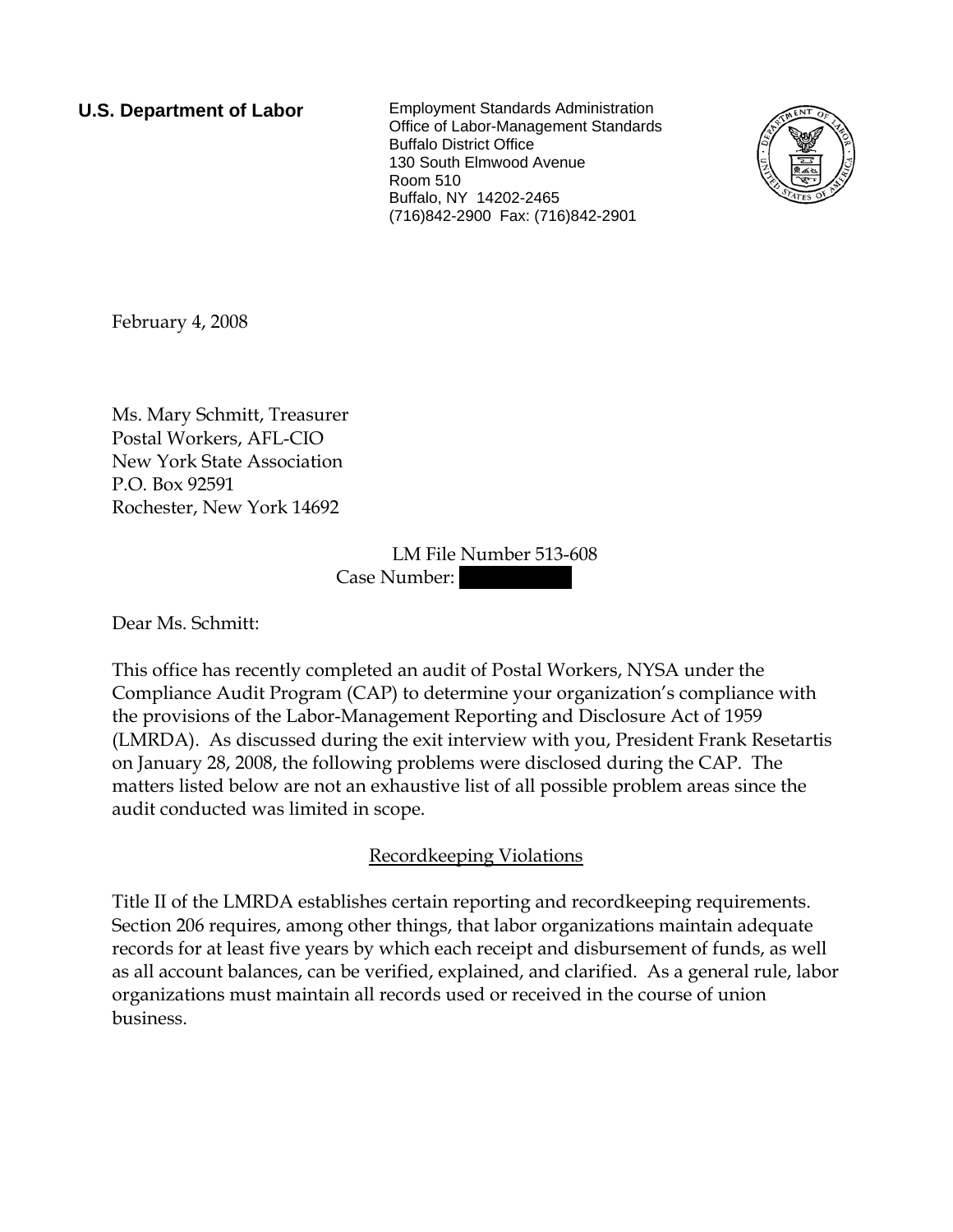**U.S. Department of Labor**

Employment Standards Administration
Office of Labor-Management Standards
Buffalo District Office
130 South Elmwood Avenue
Room 510
Buffalo, NY 14202-2465
(716)842-2900 Fax: (716)842-2901

February 4, 2008

Ms. Mary Schmitt, Treasurer
Postal Workers, AFL-CIO
New York State Association
P.O. Box 92591
Rochester, New York 14692

LM File Number 513-608
Case Number:

Dear Ms. Schmitt:

This office has recently completed an audit of Postal Workers, NYSA under the Compliance Audit Program (CAP) to determine your organization's compliance with the provisions of the Labor-Management Reporting and Disclosure Act of 1959 (LMRDA). As discussed during the exit interview with you, President Frank Resetartis on January 28, 2008, the following problems were disclosed during the CAP. The matters listed below are not an exhaustive list of all possible problem areas since the audit conducted was limited in scope.

## Recordkeeping Violations

Title II of the LMRDA establishes certain reporting and recordkeeping requirements. Section 206 requires, among other things, that labor organizations maintain adequate records for at least five years by which each receipt and disbursement of funds, as well as all account balances, can be verified, explained, and clarified. As a general rule, labor organizations must maintain all records used or received in the course of union business.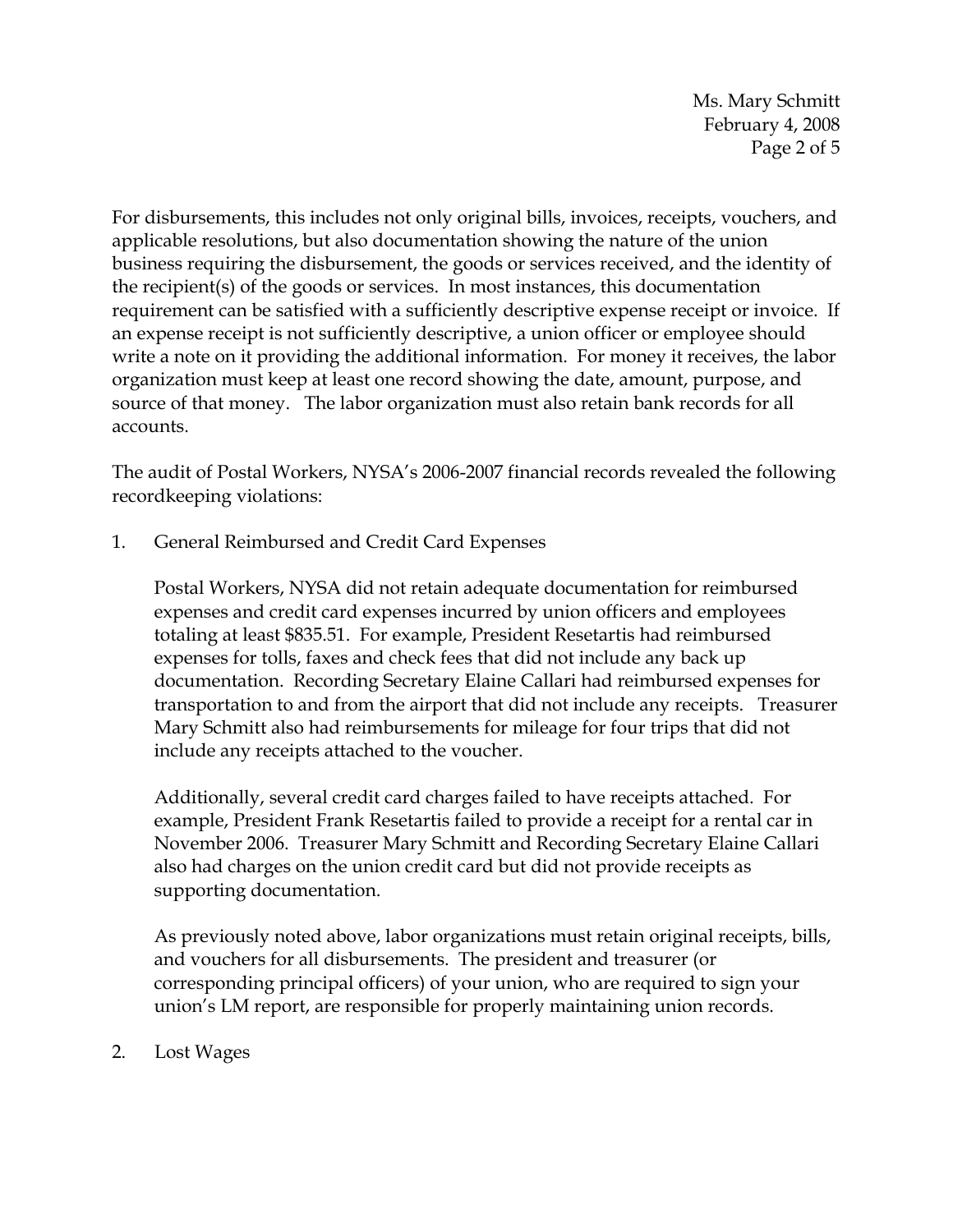For disbursements, this includes not only original bills, invoices, receipts, vouchers, and applicable resolutions, but also documentation showing the nature of the union business requiring the disbursement, the goods or services received, and the identity of the recipient(s) of the goods or services. In most instances, this documentation requirement can be satisfied with a sufficiently descriptive expense receipt or invoice. If an expense receipt is not sufficiently descriptive, a union officer or employee should write a note on it providing the additional information. For money it receives, the labor organization must keep at least one record showing the date, amount, purpose, and source of that money. The labor organization must also retain bank records for all accounts.

The audit of Postal Workers, NYSA's 2006-2007 financial records revealed the following recordkeeping violations:

1. General Reimbursed and Credit Card Expenses

   Postal Workers, NYSA did not retain adequate documentation for reimbursed expenses and credit card expenses incurred by union officers and employees totaling at least $835.51. For example, President Resetartis had reimbursed expenses for tolls, faxes and check fees that did not include any back up documentation. Recording Secretary Elaine Callari had reimbursed expenses for transportation to and from the airport that did not include any receipts. Treasurer Mary Schmitt also had reimbursements for mileage for four trips that did not include any receipts attached to the voucher.

   Additionally, several credit card charges failed to have receipts attached. For example, President Frank Resetartis failed to provide a receipt for a rental car in November 2006. Treasurer Mary Schmitt and Recording Secretary Elaine Callari also had charges on the union credit card but did not provide receipts as supporting documentation.

   As previously noted above, labor organizations must retain original receipts, bills, and vouchers for all disbursements. The president and treasurer (or corresponding principal officers) of your union, who are required to sign your union's LM report, are responsible for properly maintaining union records.

2. Lost Wages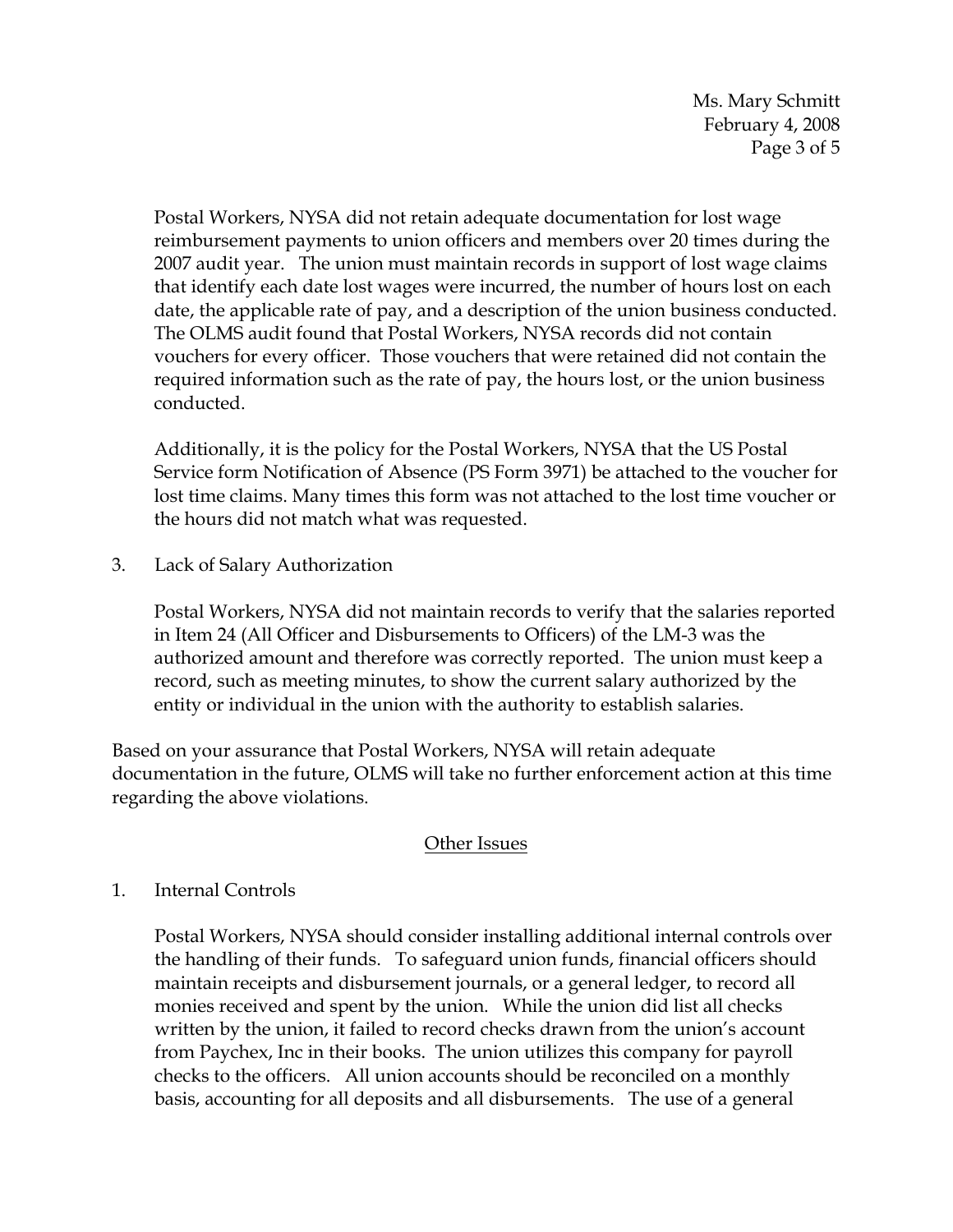Postal Workers, NYSA did not retain adequate documentation for lost wage reimbursement payments to union officers and members over 20 times during the 2007 audit year. The union must maintain records in support of lost wage claims that identify each date lost wages were incurred, the number of hours lost on each date, the applicable rate of pay, and a description of the union business conducted. The OLMS audit found that Postal Workers, NYSA records did not contain vouchers for every officer. Those vouchers that were retained did not contain the required information such as the rate of pay, the hours lost, or the union business conducted.

Additionally, it is the policy for the Postal Workers, NYSA that the US Postal Service form Notification of Absence (PS Form 3971) be attached to the voucher for lost time claims. Many times this form was not attached to the lost time voucher or the hours did not match what was requested.

3. Lack of Salary Authorization

   Postal Workers, NYSA did not maintain records to verify that the salaries reported in Item 24 (All Officer and Disbursements to Officers) of the LM-3 was the authorized amount and therefore was correctly reported. The union must keep a record, such as meeting minutes, to show the current salary authorized by the entity or individual in the union with the authority to establish salaries.

Based on your assurance that Postal Workers, NYSA will retain adequate documentation in the future, OLMS will take no further enforcement action at this time regarding the above violations.

## Other Issues

1. Internal Controls

   Postal Workers, NYSA should consider installing additional internal controls over the handling of their funds. To safeguard union funds, financial officers should maintain receipts and disbursement journals, or a general ledger, to record all monies received and spent by the union. While the union did list all checks written by the union, it failed to record checks drawn from the union's account from Paychex, Inc in their books. The union utilizes this company for payroll checks to the officers. All union accounts should be reconciled on a monthly basis, accounting for all deposits and all disbursements. The use of a general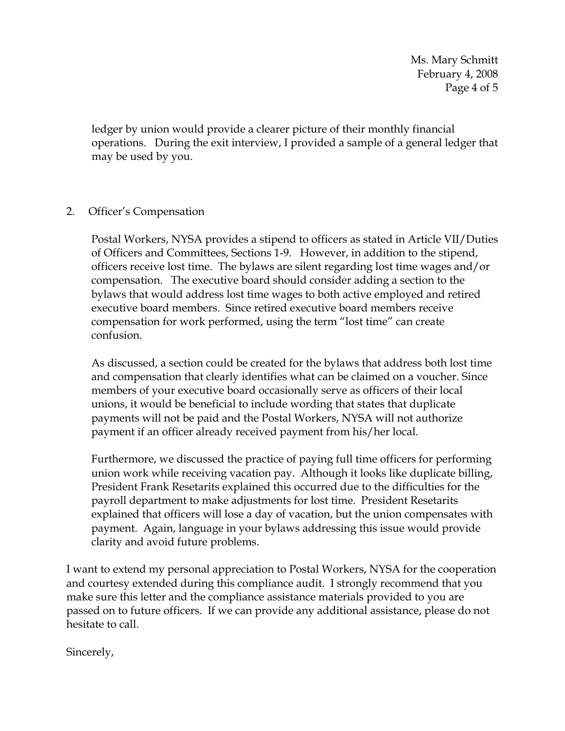ledger by union would provide a clearer picture of their monthly financial operations. During the exit interview, I provided a sample of a general ledger that may be used by you.

2. Officer's Compensation

Postal Workers, NYSA provides a stipend to officers as stated in Article VII/Duties of Officers and Committees, Sections 1-9. However, in addition to the stipend, officers receive lost time. The bylaws are silent regarding lost time wages and/or compensation. The executive board should consider adding a section to the bylaws that would address lost time wages to both active employed and retired executive board members. Since retired executive board members receive compensation for work performed, using the term "lost time" can create confusion.

As discussed, a section could be created for the bylaws that address both lost time and compensation that clearly identifies what can be claimed on a voucher. Since members of your executive board occasionally serve as officers of their local unions, it would be beneficial to include wording that states that duplicate payments will not be paid and the Postal Workers, NYSA will not authorize payment if an officer already received payment from his/her local.

Furthermore, we discussed the practice of paying full time officers for performing union work while receiving vacation pay. Although it looks like duplicate billing, President Frank Resetarits explained this occurred due to the difficulties for the payroll department to make adjustments for lost time. President Resetarits explained that officers will lose a day of vacation, but the union compensates with payment. Again, language in your bylaws addressing this issue would provide clarity and avoid future problems.

I want to extend my personal appreciation to Postal Workers, NYSA for the cooperation and courtesy extended during this compliance audit. I strongly recommend that you make sure this letter and the compliance assistance materials provided to you are passed on to future officers. If we can provide any additional assistance, please do not hesitate to call.

Sincerely,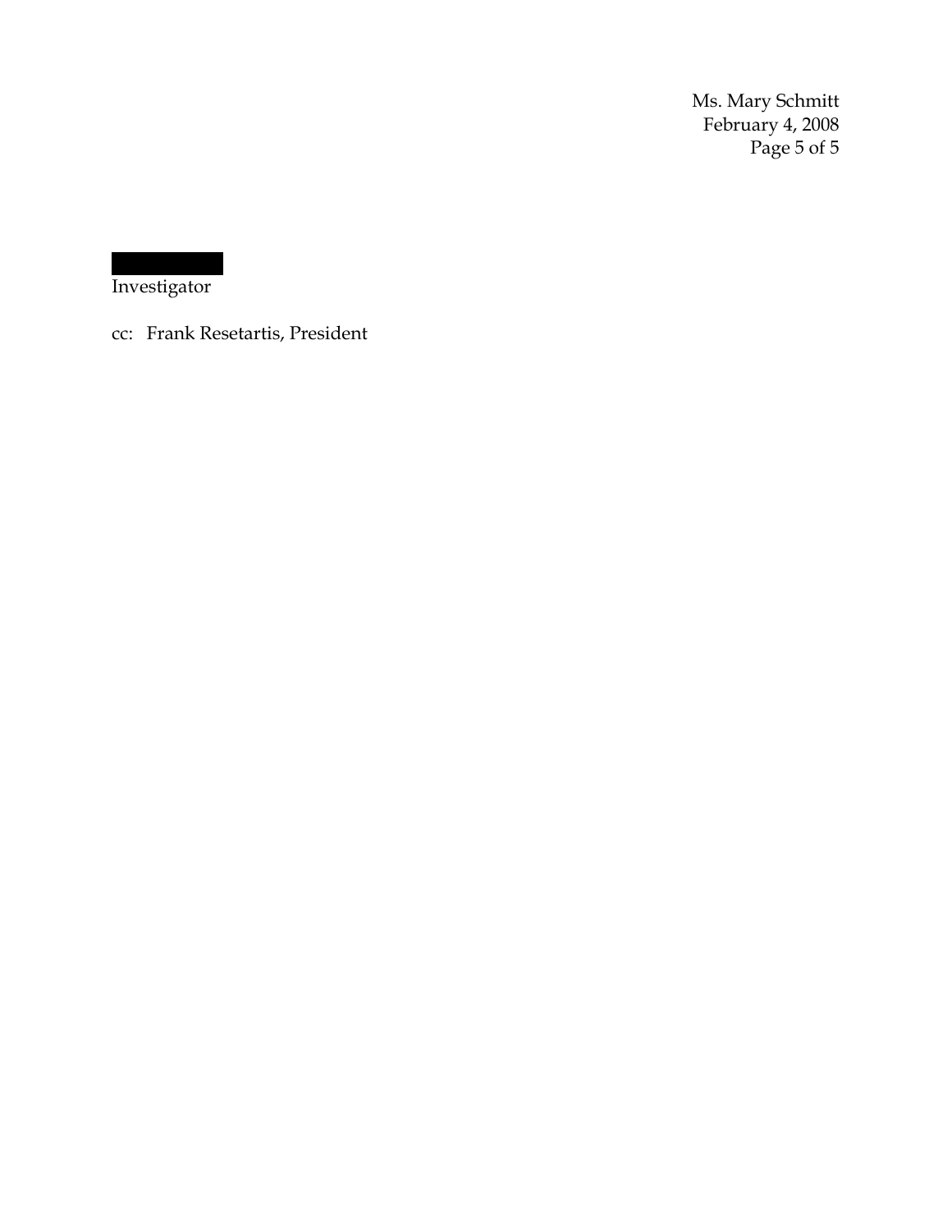Investigator

cc: Frank Resetartis, President